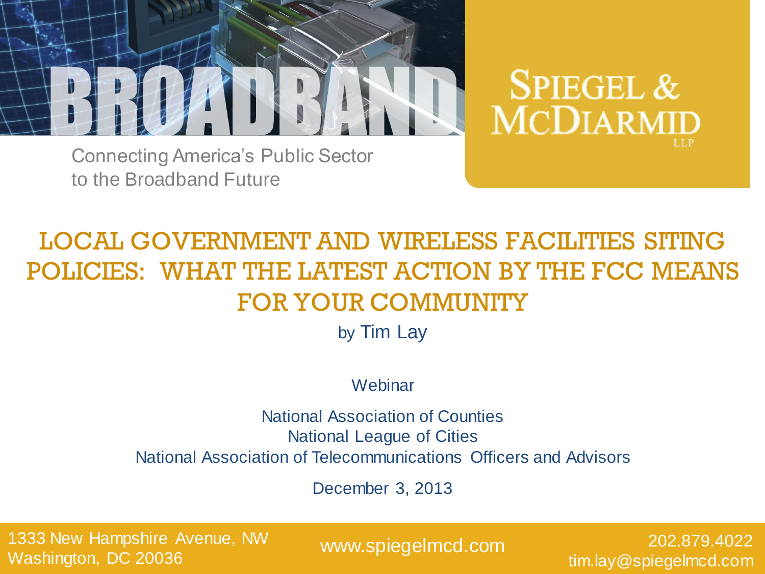BROADBAND

Connecting America's Public Sector
to the Broadband Future

SPIEGEL & McDIARMID LLP

# LOCAL GOVERNMENT AND WIRELESS FACILITIES SITING POLICIES: WHAT THE LATEST ACTION BY THE FCC MEANS FOR YOUR COMMUNITY

by Tim Lay

Webinar

National Association of Counties
National League of Cities
National Association of Telecommunications Officers and Advisors

December 3, 2013

1333 New Hampshire Avenue, NW
Washington, DC 20036

www.spiegelmcd.com

202.879.4022
tim.lay@spiegelmcd.com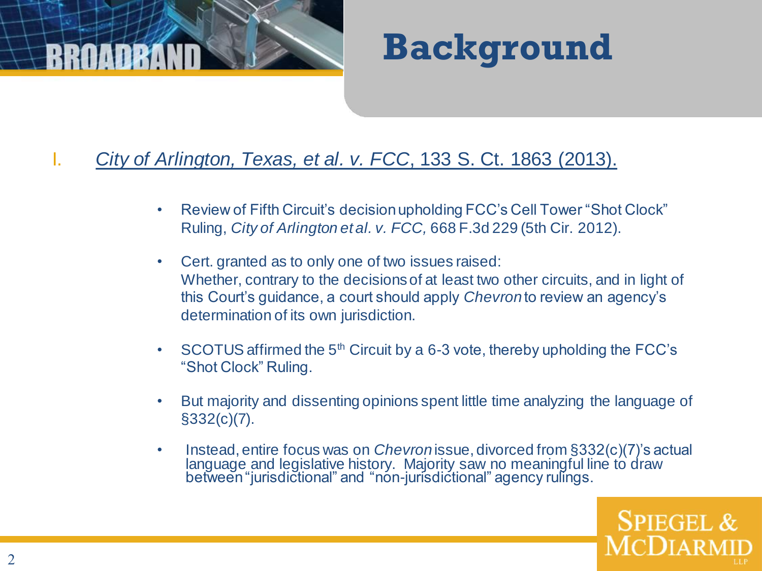# Background

I. *City of Arlington, Texas, et al. v. FCC*, 133 S. Ct. 1863 (2013).

- Review of Fifth Circuit's decision upholding FCC's Cell Tower "Shot Clock" Ruling, *City of Arlington et al. v. FCC,* 668 F.3d 229 (5th Cir. 2012).
- Cert. granted as to only one of two issues raised: Whether, contrary to the decisions of at least two other circuits, and in light of this Court's guidance, a court should apply *Chevron* to review an agency's determination of its own jurisdiction.
- SCOTUS affirmed the 5th Circuit by a 6-3 vote, thereby upholding the FCC's "Shot Clock" Ruling.
- But majority and dissenting opinions spent little time analyzing the language of §332(c)(7).
- Instead, entire focus was on *Chevron* issue, divorced from §332(c)(7)'s actual language and legislative history. Majority saw no meaningful line to draw between "jurisdictional" and "non-jurisdictional" agency rulings.

SPIEGEL & McDIARMID LLP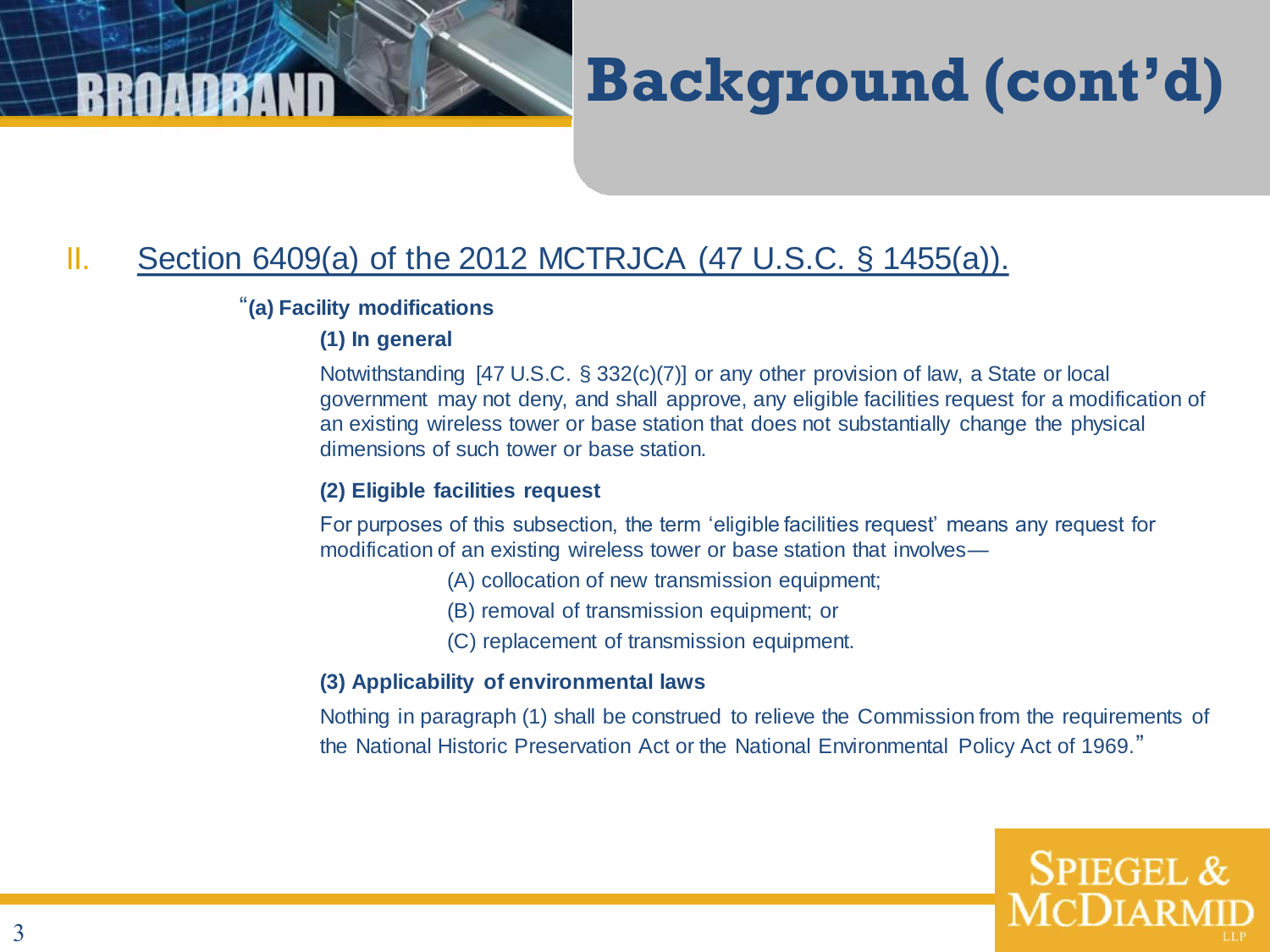# Background (cont'd)

## II. Section 6409(a) of the 2012 MCTRJCA (47 U.S.C. § 1455(a)).

"**(a) Facility modifications**

**(1) In general**

Notwithstanding [47 U.S.C. § 332(c)(7)] or any other provision of law, a State or local government may not deny, and shall approve, any eligible facilities request for a modification of an existing wireless tower or base station that does not substantially change the physical dimensions of such tower or base station.

**(2) Eligible facilities request**

For purposes of this subsection, the term 'eligible facilities request' means any request for modification of an existing wireless tower or base station that involves—

(A) collocation of new transmission equipment;

(B) removal of transmission equipment; or

(C) replacement of transmission equipment.

**(3) Applicability of environmental laws**

Nothing in paragraph (1) shall be construed to relieve the Commission from the requirements of the National Historic Preservation Act or the National Environmental Policy Act of 1969."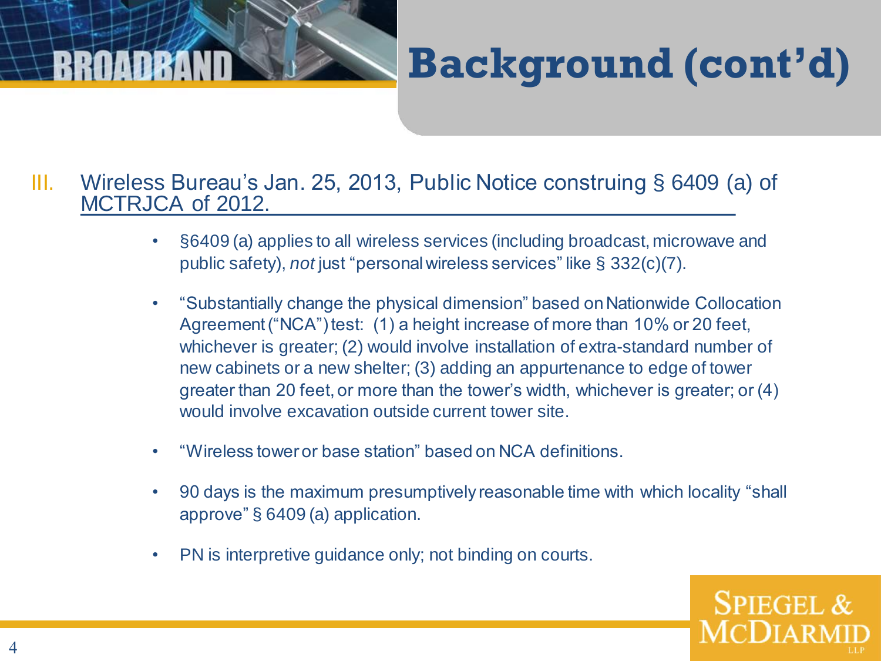# Background (cont'd)

III. Wireless Bureau's Jan. 25, 2013, Public Notice construing § 6409 (a) of MCTRJCA of 2012.

- §6409 (a) applies to all wireless services (including broadcast, microwave and public safety), *not* just "personal wireless services" like § 332(c)(7).
- "Substantially change the physical dimension" based on Nationwide Collocation Agreement ("NCA") test: (1) a height increase of more than 10% or 20 feet, whichever is greater; (2) would involve installation of extra-standard number of new cabinets or a new shelter; (3) adding an appurtenance to edge of tower greater than 20 feet, or more than the tower's width, whichever is greater; or (4) would involve excavation outside current tower site.
- "Wireless tower or base station" based on NCA definitions.
- 90 days is the maximum presumptively reasonable time with which locality "shall approve" § 6409 (a) application.
- PN is interpretive guidance only; not binding on courts.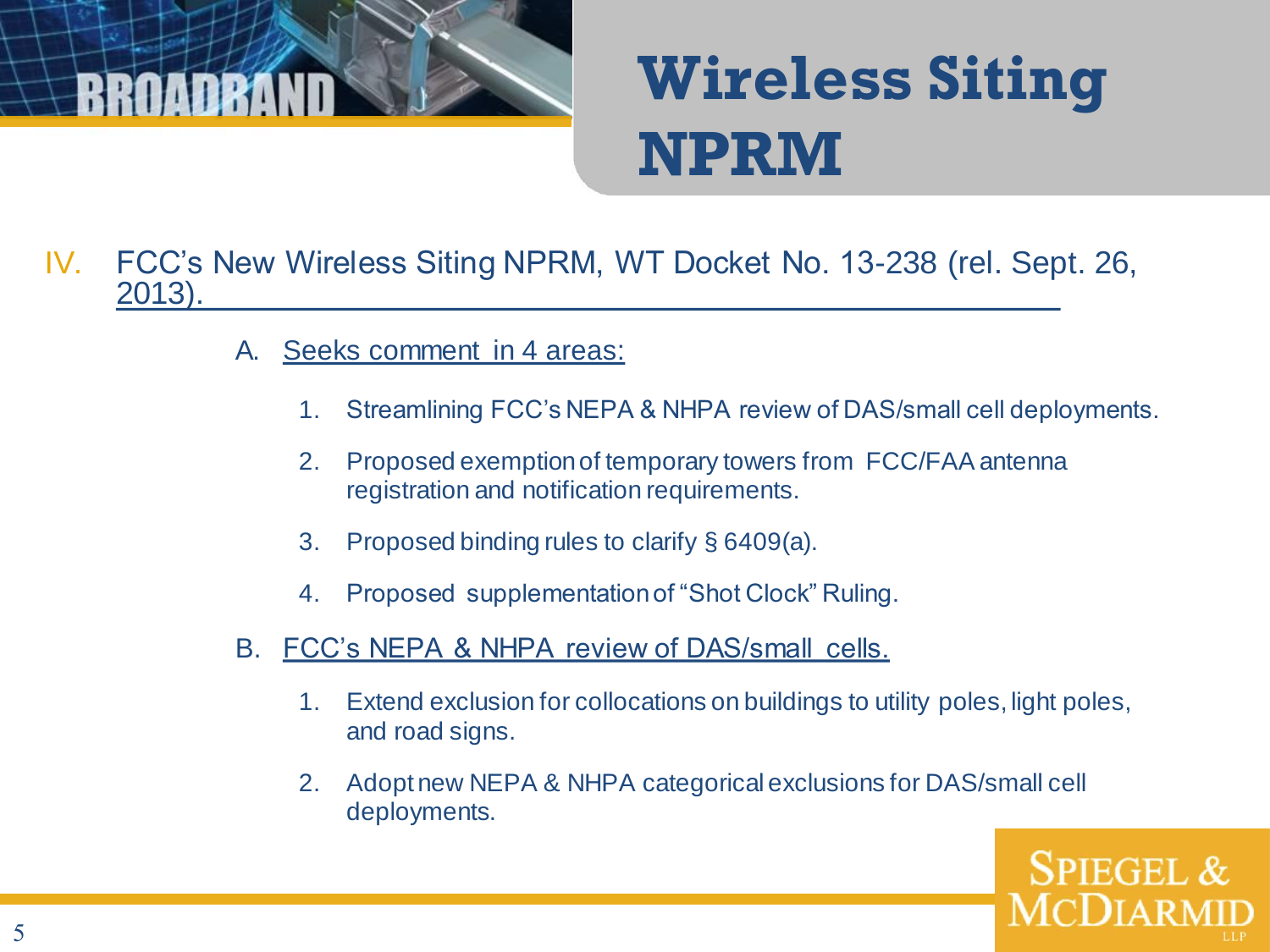# Wireless Siting NPRM

IV. FCC's New Wireless Siting NPRM, WT Docket No. 13-238 (rel. Sept. 26, 2013).

A. Seeks comment in 4 areas:

1. Streamlining FCC's NEPA & NHPA review of DAS/small cell deployments.
2. Proposed exemption of temporary towers from FCC/FAA antenna registration and notification requirements.
3. Proposed binding rules to clarify § 6409(a).
4. Proposed supplementation of "Shot Clock" Ruling.

B. FCC's NEPA & NHPA review of DAS/small cells.

1. Extend exclusion for collocations on buildings to utility poles, light poles, and road signs.
2. Adopt new NEPA & NHPA categorical exclusions for DAS/small cell deployments.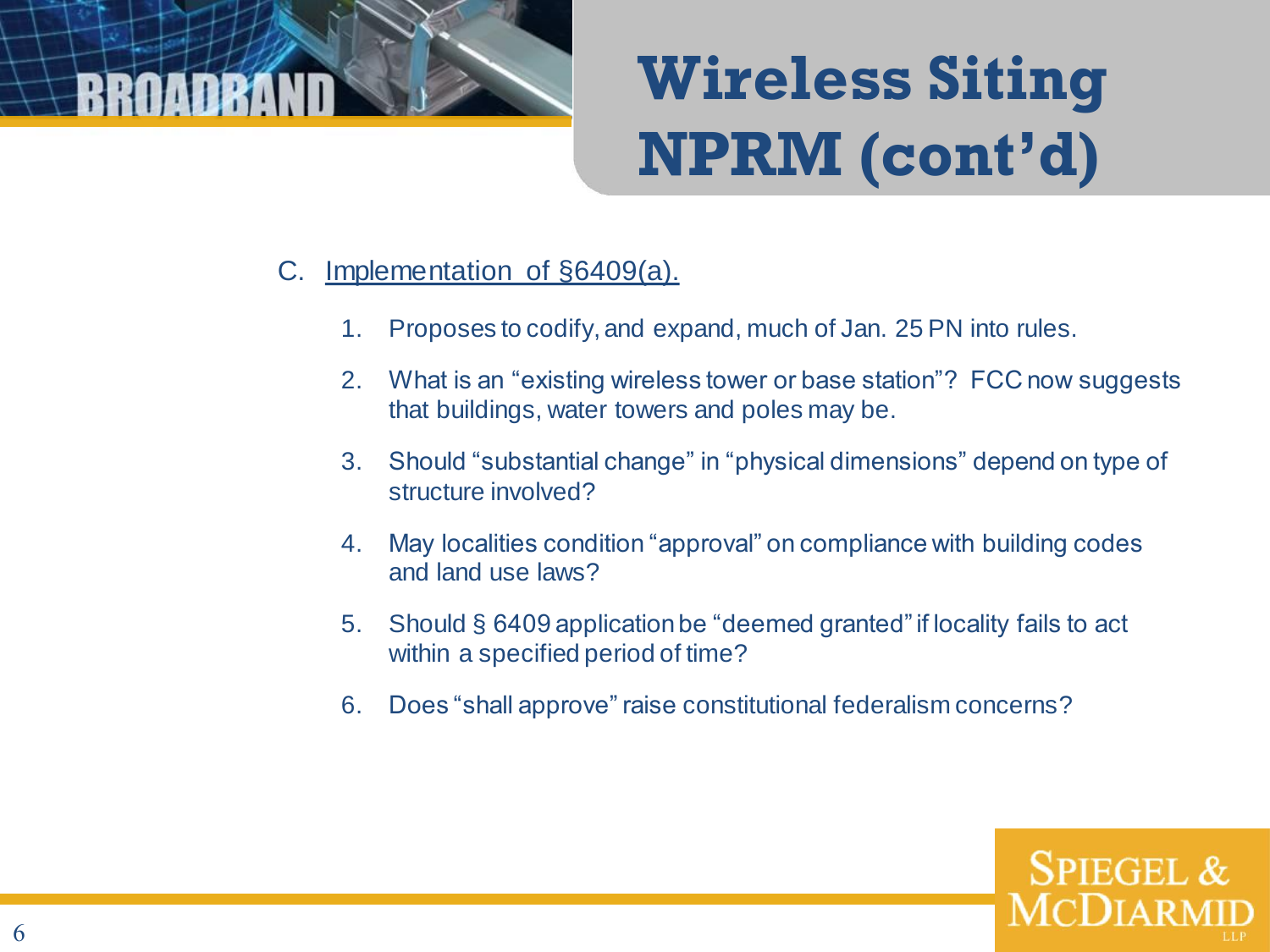# Wireless Siting NPRM (cont'd)

C. Implementation of §6409(a).

1. Proposes to codify, and expand, much of Jan. 25 PN into rules.
2. What is an "existing wireless tower or base station"? FCC now suggests that buildings, water towers and poles may be.
3. Should "substantial change" in "physical dimensions" depend on type of structure involved?
4. May localities condition "approval" on compliance with building codes and land use laws?
5. Should § 6409 application be "deemed granted" if locality fails to act within a specified period of time?
6. Does "shall approve" raise constitutional federalism concerns?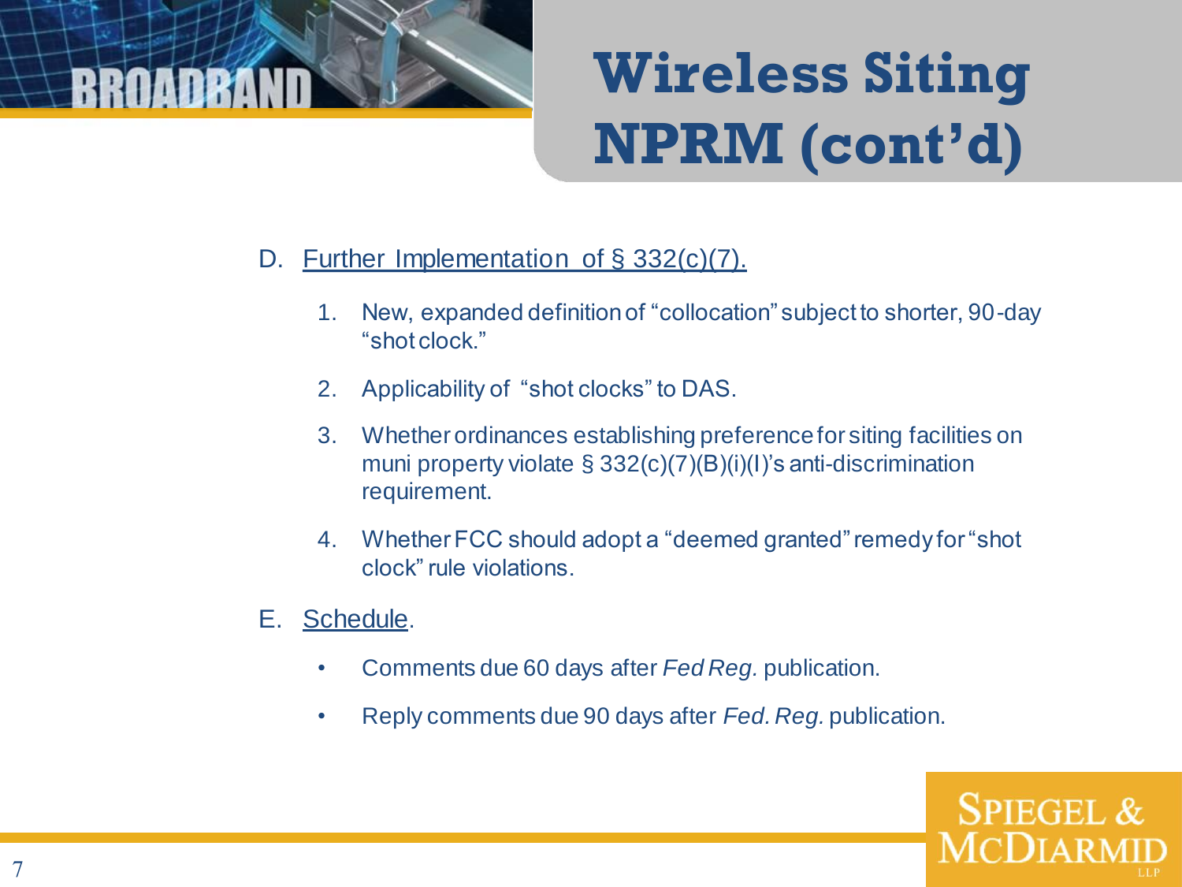# Wireless Siting NPRM (cont'd)

D. Further Implementation of § 332(c)(7).

1. New, expanded definition of "collocation" subject to shorter, 90-day "shot clock."
2. Applicability of "shot clocks" to DAS.
3. Whether ordinances establishing preference for siting facilities on muni property violate § 332(c)(7)(B)(i)(I)'s anti-discrimination requirement.
4. Whether FCC should adopt a "deemed granted" remedy for "shot clock" rule violations.

E. Schedule.

- Comments due 60 days after *Fed Reg.* publication.
- Reply comments due 90 days after *Fed. Reg.* publication.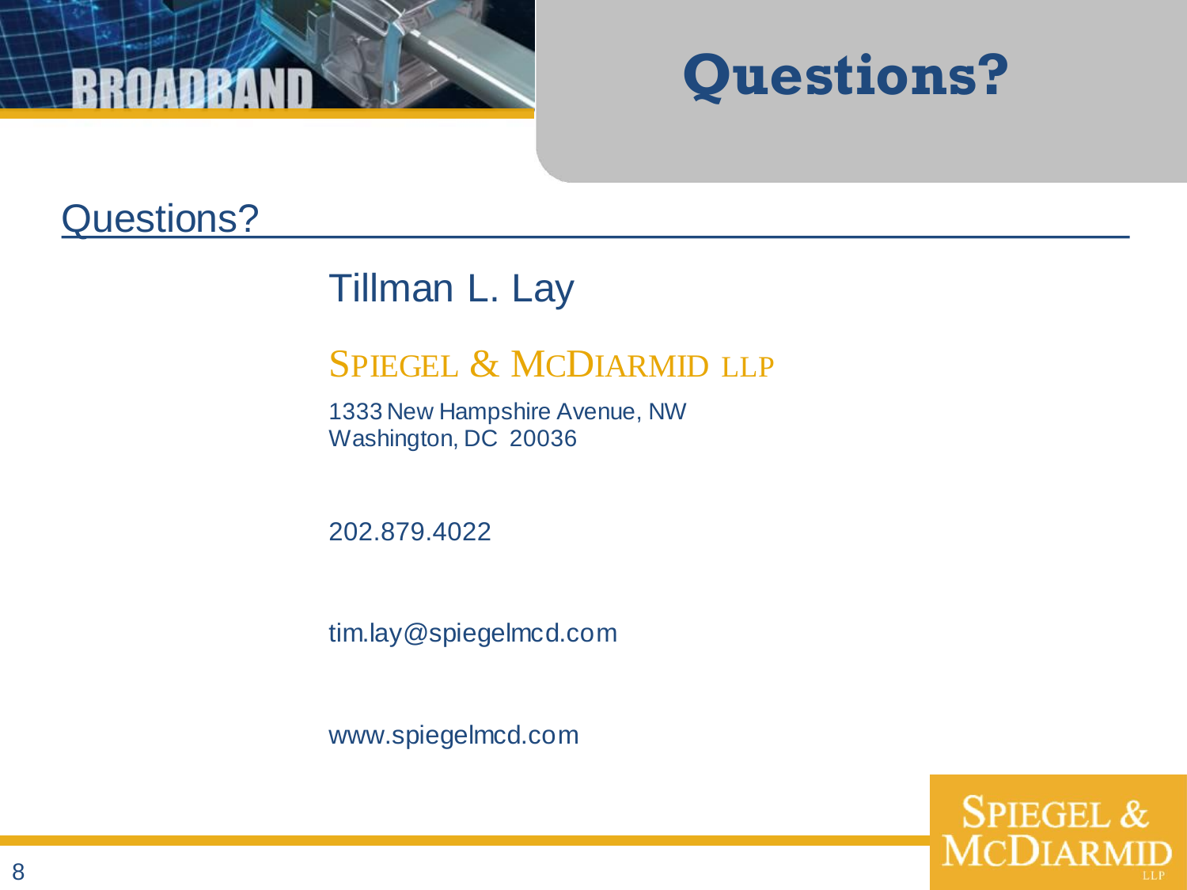# Questions?

## Questions?

Tillman L. Lay

SPIEGEL & MCDIARMID LLP

1333 New Hampshire Avenue, NW
Washington, DC 20036

202.879.4022

tim.lay@spiegelmcd.com

www.spiegelmcd.com